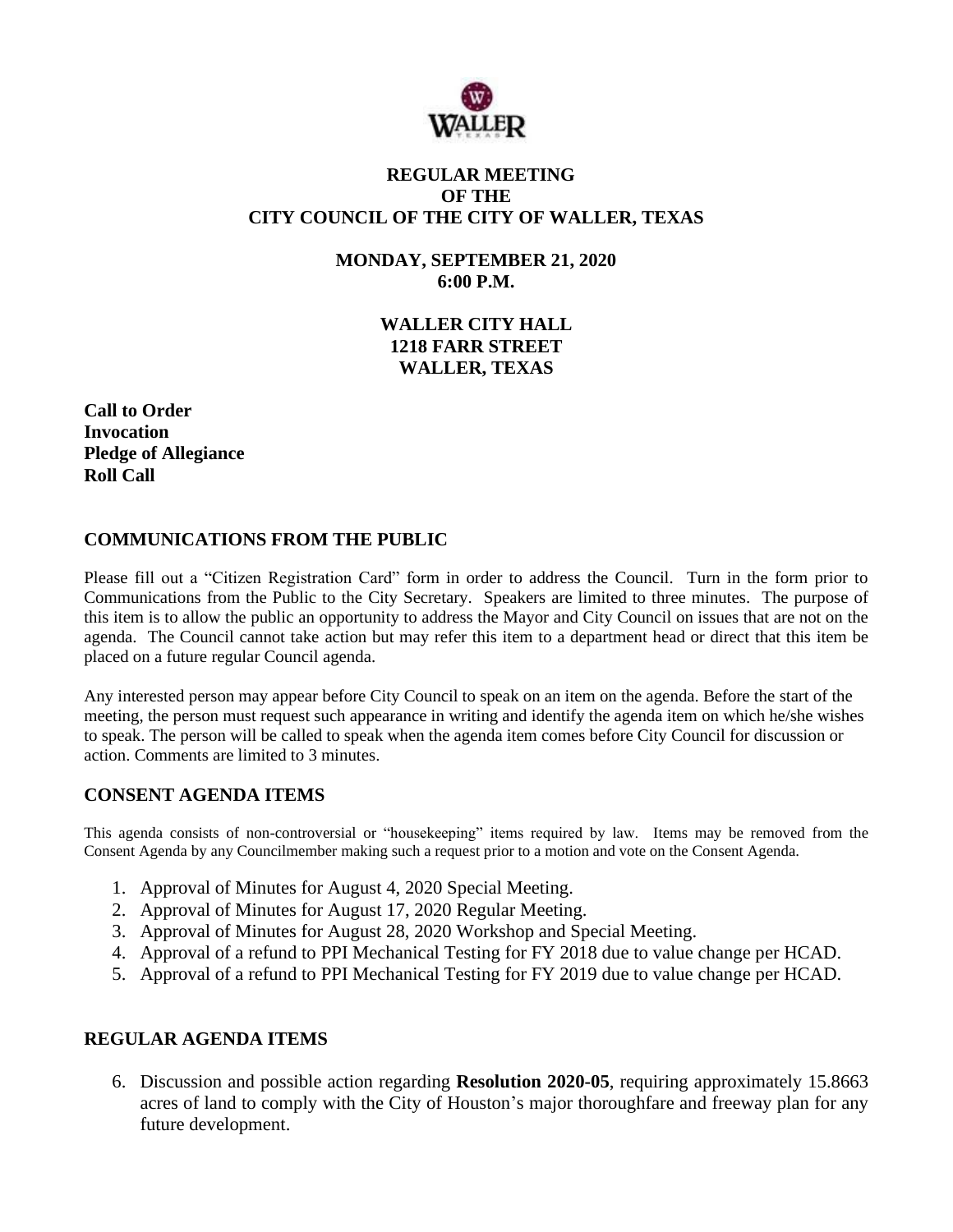# REGULAR MEETING OF THE CITY COUNCIL OF THE CITY OF WALLER, TEXAS

**MONDAY, SEPTEMBER 21, 2020**
**6:00 P.M.**

**WALLER CITY HALL**
**1218 FARR STREET**
**WALLER, TEXAS**

**Call to Order**
**Invocation**
**Pledge of Allegiance**
**Roll Call**

## COMMUNICATIONS FROM THE PUBLIC

Please fill out a "Citizen Registration Card" form in order to address the Council. Turn in the form prior to Communications from the Public to the City Secretary. Speakers are limited to three minutes. The purpose of this item is to allow the public an opportunity to address the Mayor and City Council on issues that are not on the agenda. The Council cannot take action but may refer this item to a department head or direct that this item be placed on a future regular Council agenda.

Any interested person may appear before City Council to speak on an item on the agenda. Before the start of the meeting, the person must request such appearance in writing and identify the agenda item on which he/she wishes to speak. The person will be called to speak when the agenda item comes before City Council for discussion or action. Comments are limited to 3 minutes.

## CONSENT AGENDA ITEMS

This agenda consists of non-controversial or "housekeeping" items required by law. Items may be removed from the Consent Agenda by any Councilmember making such a request prior to a motion and vote on the Consent Agenda.

1. Approval of Minutes for August 4, 2020 Special Meeting.
2. Approval of Minutes for August 17, 2020 Regular Meeting.
3. Approval of Minutes for August 28, 2020 Workshop and Special Meeting.
4. Approval of a refund to PPI Mechanical Testing for FY 2018 due to value change per HCAD.
5. Approval of a refund to PPI Mechanical Testing for FY 2019 due to value change per HCAD.

## REGULAR AGENDA ITEMS

6. Discussion and possible action regarding **Resolution 2020-05**, requiring approximately 15.8663 acres of land to comply with the City of Houston's major thoroughfare and freeway plan for any future development.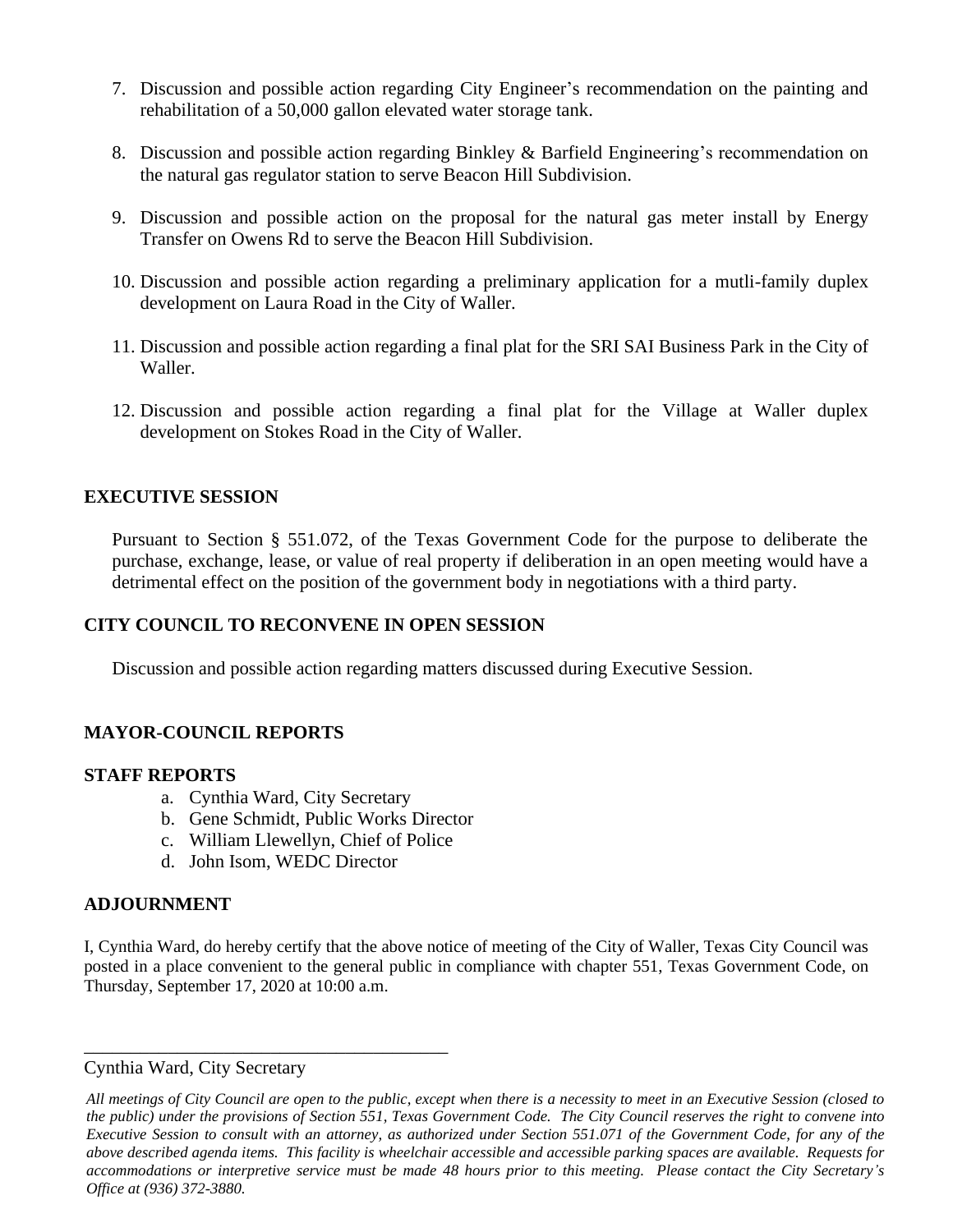7. Discussion and possible action regarding City Engineer's recommendation on the painting and rehabilitation of a 50,000 gallon elevated water storage tank.

8. Discussion and possible action regarding Binkley & Barfield Engineering's recommendation on the natural gas regulator station to serve Beacon Hill Subdivision.

9. Discussion and possible action on the proposal for the natural gas meter install by Energy Transfer on Owens Rd to serve the Beacon Hill Subdivision.

10. Discussion and possible action regarding a preliminary application for a mutli-family duplex development on Laura Road in the City of Waller.

11. Discussion and possible action regarding a final plat for the SRI SAI Business Park in the City of Waller.

12. Discussion and possible action regarding a final plat for the Village at Waller duplex development on Stokes Road in the City of Waller.

**EXECUTIVE SESSION**

Pursuant to Section § 551.072, of the Texas Government Code for the purpose to deliberate the purchase, exchange, lease, or value of real property if deliberation in an open meeting would have a detrimental effect on the position of the government body in negotiations with a third party.

**CITY COUNCIL TO RECONVENE IN OPEN SESSION**

Discussion and possible action regarding matters discussed during Executive Session.

**MAYOR-COUNCIL REPORTS**

**STAFF REPORTS**

a. Cynthia Ward, City Secretary
b. Gene Schmidt, Public Works Director
c. William Llewellyn, Chief of Police
d. John Isom, WEDC Director

**ADJOURNMENT**

I, Cynthia Ward, do hereby certify that the above notice of meeting of the City of Waller, Texas City Council was posted in a place convenient to the general public in compliance with chapter 551, Texas Government Code, on Thursday, September 17, 2020 at 10:00 a.m.

\_\_\_\_\_\_\_\_\_\_\_\_\_\_\_\_\_\_\_\_\_\_\_\_\_\_\_\_\_\_\_\_\_\_\_\_\_\_\_\_

Cynthia Ward, City Secretary

*All meetings of City Council are open to the public, except when there is a necessity to meet in an Executive Session (closed to the public) under the provisions of Section 551, Texas Government Code. The City Council reserves the right to convene into Executive Session to consult with an attorney, as authorized under Section 551.071 of the Government Code, for any of the above described agenda items. This facility is wheelchair accessible and accessible parking spaces are available. Requests for accommodations or interpretive service must be made 48 hours prior to this meeting. Please contact the City Secretary's Office at (936) 372-3880.*